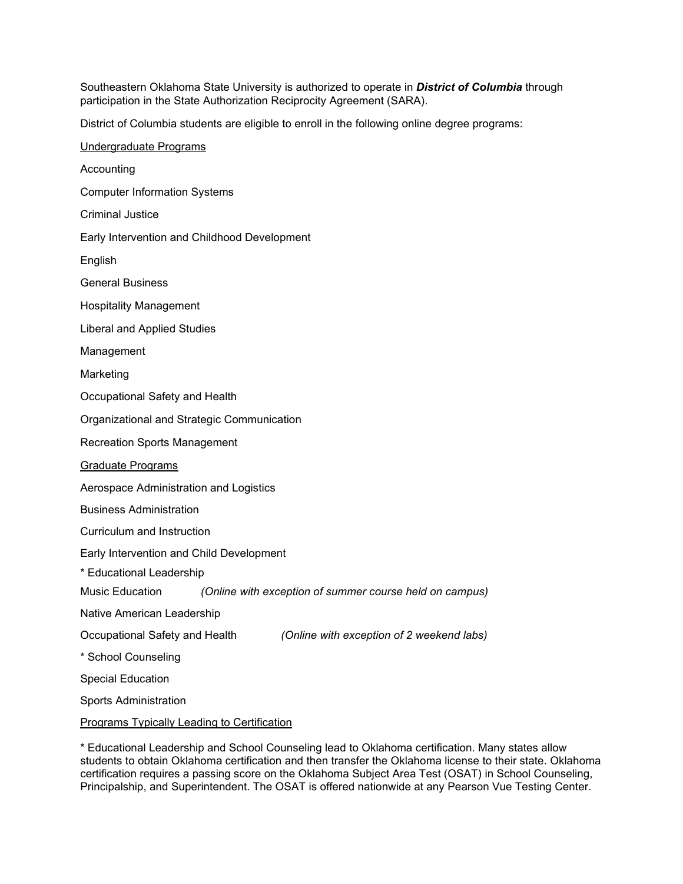Southeastern Oklahoma State University is authorized to operate in ***District of Columbia*** through participation in the State Authorization Reciprocity Agreement (SARA).

District of Columbia students are eligible to enroll in the following online degree programs:

<u>Undergraduate Programs</u>

Accounting

Computer Information Systems

Criminal Justice

Early Intervention and Childhood Development

English

General Business

Hospitality Management

Liberal and Applied Studies

Management

Marketing

Occupational Safety and Health

Organizational and Strategic Communication

Recreation Sports Management

<u>Graduate Programs</u>

Aerospace Administration and Logistics

Business Administration

Curriculum and Instruction

Early Intervention and Child Development

* Educational Leadership

Music Education *(Online with exception of summer course held on campus)*

Native American Leadership

Occupational Safety and Health *(Online with exception of 2 weekend labs)*

* School Counseling

Special Education

Sports Administration

<u>Programs Typically Leading to Certification</u>

* Educational Leadership and School Counseling lead to Oklahoma certification. Many states allow students to obtain Oklahoma certification and then transfer the Oklahoma license to their state. Oklahoma certification requires a passing score on the Oklahoma Subject Area Test (OSAT) in School Counseling, Principalship, and Superintendent. The OSAT is offered nationwide at any Pearson Vue Testing Center.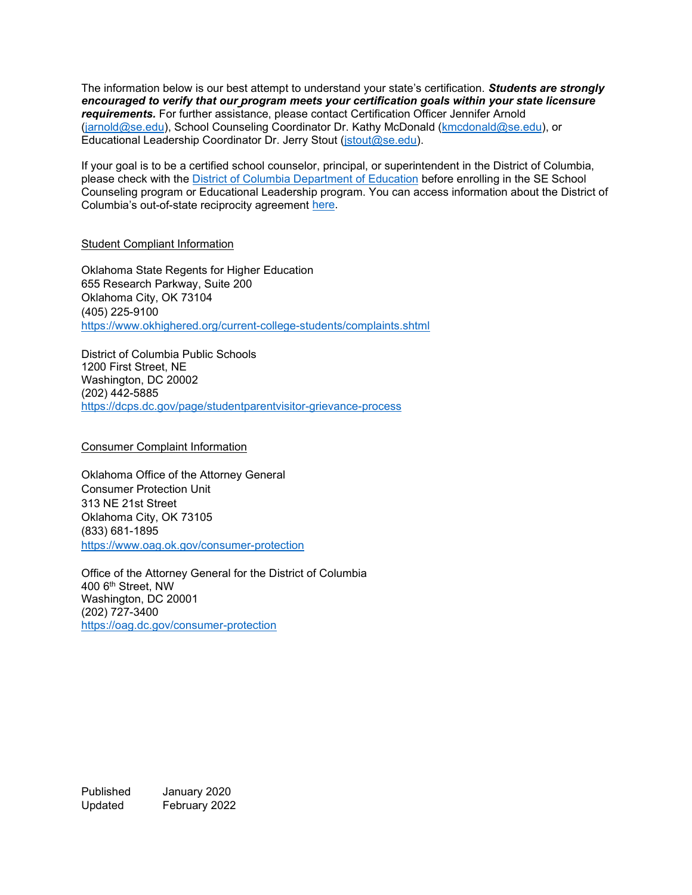The information below is our best attempt to understand your state's certification. ***Students are strongly encouraged to verify that our program meets your certification goals within your state licensure requirements.*** For further assistance, please contact Certification Officer Jennifer Arnold (jarnold@se.edu), School Counseling Coordinator Dr. Kathy McDonald (kmcdonald@se.edu), or Educational Leadership Coordinator Dr. Jerry Stout (jstout@se.edu).

If your goal is to be a certified school counselor, principal, or superintendent in the District of Columbia, please check with the District of Columbia Department of Education before enrolling in the SE School Counseling program or Educational Leadership program. You can access information about the District of Columbia's out-of-state reciprocity agreement here.

Student Compliant Information

Oklahoma State Regents for Higher Education
655 Research Parkway, Suite 200
Oklahoma City, OK 73104
(405) 225-9100
https://www.okhighered.org/current-college-students/complaints.shtml

District of Columbia Public Schools
1200 First Street, NE
Washington, DC 20002
(202) 442-5885
https://dcps.dc.gov/page/studentparentvisitor-grievance-process

Consumer Complaint Information

Oklahoma Office of the Attorney General
Consumer Protection Unit
313 NE 21st Street
Oklahoma City, OK 73105
(833) 681-1895
https://www.oag.ok.gov/consumer-protection

Office of the Attorney General for the District of Columbia
400 6th Street, NW
Washington, DC 20001
(202) 727-3400
https://oag.dc.gov/consumer-protection

Published January 2020
Updated February 2022